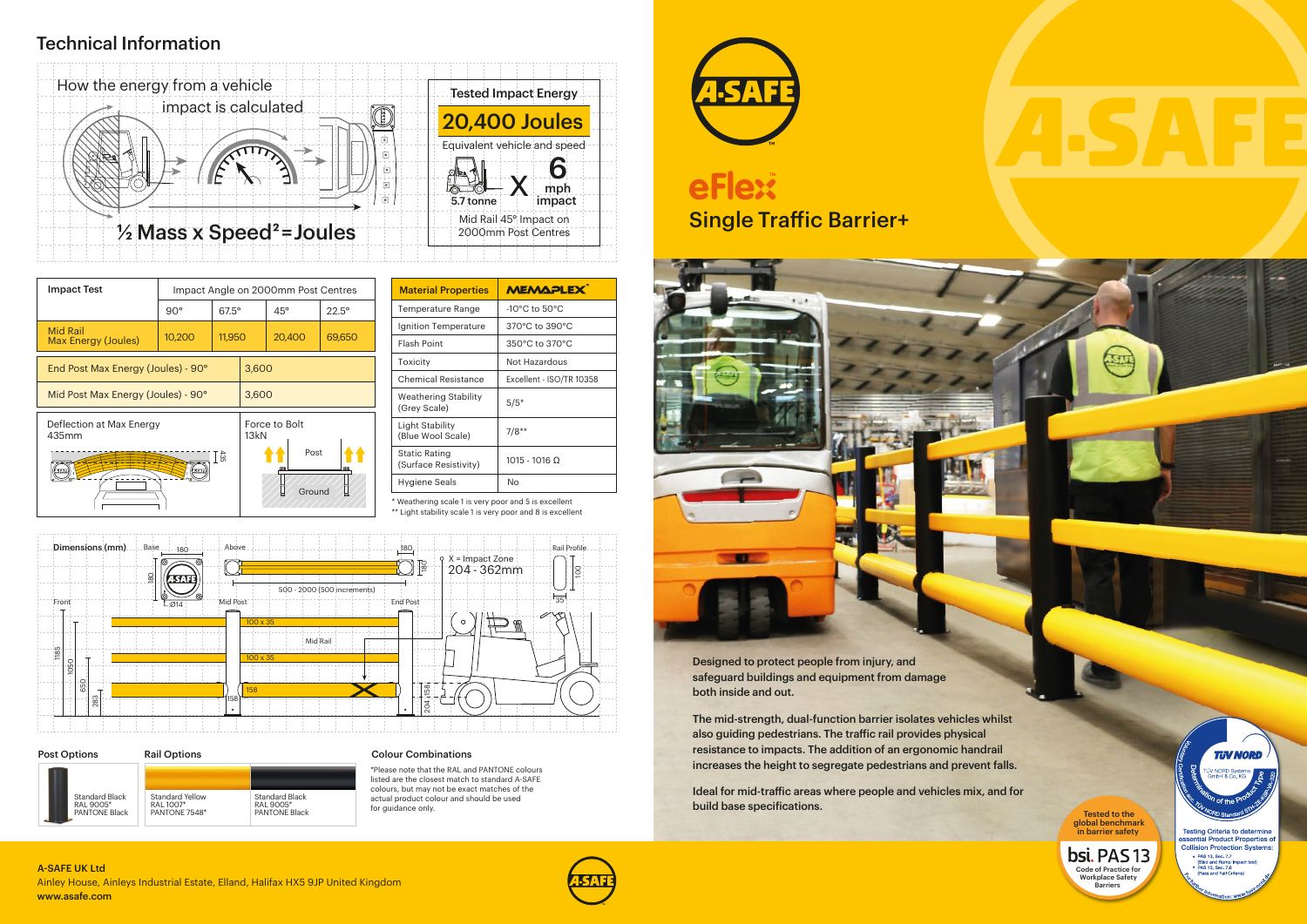## Technical Information

How the energy from a vehicle impact is calculated

½ Mass x Speed² = Joules

**Tested Impact Energy**

**20,400 Joules**

Equivalent vehicle and speed

5.7 tonne X 6 mph impact

Mid Rail 45° Impact on 2000mm Post Centres

| Impact Test | Impact Angle on 2000mm Post Centres | | | |
|---|---|---|---|---|
| | 90° | 67.5° | 45° | 22.5° |
| Mid Rail Max Energy (Joules) | 10,200 | 11,950 | 20,400 | 69,650 |

| | |
|---|---|
| End Post Max Energy (Joules) - 90° | 3,600 |
| Mid Post Max Energy (Joules) - 90° | 3,600 |
| Deflection at Max Energy 435mm | Force to Bolt 13kN |

| Material Properties | MEMAPLEX™ |
|---|---|
| Temperature Range | -10°C to 50°C |
| Ignition Temperature | 370°C to 390°C |
| Flash Point | 350°C to 370°C |
| Toxicity | Not Hazardous |
| Chemical Resistance | Excellent - ISO/TR 10358 |
| Weathering Stability (Grey Scale) | 5/5* |
| Light Stability (Blue Wool Scale) | 7/8** |
| Static Rating (Surface Resistivity) | 1015 - 1016 Ω |
| Hygiene Seals | No |

\* Weathering scale 1 is very poor and 5 is excellent
\*\* Light stability scale 1 is very poor and 8 is excellent

**Dimensions (mm)**

Base: 180 x 180, Ø14 — Above: 180 x 180 — Mid Post, End Post — 500 - 2000 (500 increments) — Rail Profile: 100 x 35 — Front: 1185, 1050, 650, 283 — Mid Rail 100 x 35 — 158 — X = Impact Zone 204 - 362mm — 204 - 158

**Post Options**

Standard Black RAL 9005* PANTONE Black

**Rail Options**

| Standard Yellow | Standard Black |
|---|---|
| RAL 1007* | RAL 9005* |
| PANTONE 7548* | PANTONE Black |

**Colour Combinations**

*Please note that the RAL and PANTONE colours listed are the closest match to standard A-SAFE colours, but may not be exact matches of the actual product colour and should be used for guidance only.

# A-SAFE

## eFlex™ Single Traffic Barrier+

Designed to protect people from injury, and safeguard buildings and equipment from damage both inside and out.

The mid-strength, dual-function barrier isolates vehicles whilst also guiding pedestrians. The traffic rail provides physical resistance to impacts. The addition of an ergonomic handrail increases the height to segregate pedestrians and prevent falls.

Ideal for mid-traffic areas where people and vehicles mix, and for build base specifications.

Tested to the global benchmark in barrier safety — bsi. PAS 13 Code of Practice for Workplace Safety Barriers

TÜV NORD — Testing Criteria to determine essential Product Properties of Collision Protection Systems:
- PAS 13, Sec. 7.7 (Sled and Ramp Impact test)
- PAS 13, Sec. 7.8 (Pass and Fail Criteria)

**A-SAFE UK Ltd**
Ainley House, Ainleys Industrial Estate, Elland, Halifax HX5 9JP United Kingdom
**www.asafe.com**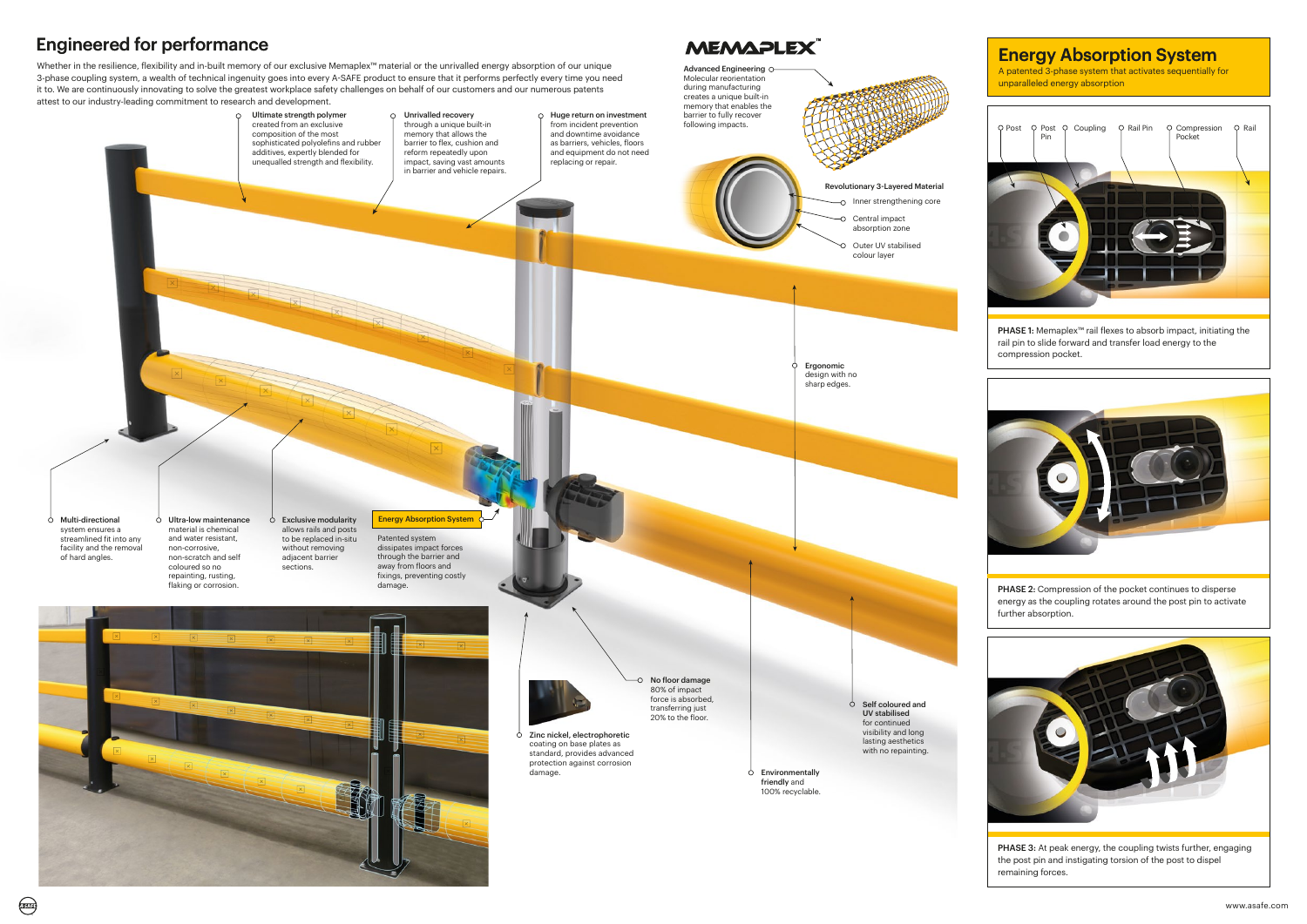# Engineered for performance

Whether in the resilience, flexibility and in-built memory of our exclusive Memaplex™ material or the unrivalled energy absorption of our unique 3-phase coupling system, a wealth of technical ingenuity goes into every A-SAFE product to ensure that it performs perfectly every time you need it to. We are continuously innovating to solve the greatest workplace safety challenges on behalf of our customers and our numerous patents attest to our industry-leading commitment to research and development.

**Ultimate strength polymer**
created from an exclusive composition of the most sophisticated polyolefins and rubber additives, expertly blended for unequalled strength and flexibility.

**Unrivalled recovery**
through a unique built-in memory that allows the barrier to flex, cushion and reform repeatedly upon impact, saving vast amounts in barrier and vehicle repairs.

**Huge return on investment**
from incident prevention and downtime avoidance as barriers, vehicles, floors and equipment do not need replacing or repair.

MEMAPLEX™

**Advanced Engineering**
Molecular reorientation during manufacturing creates a unique built-in memory that enables the barrier to fully recover following impacts.

**Revolutionary 3-Layered Material**

- Inner strengthening core
- Central impact absorption zone
- Outer UV stabilised colour layer

**Ergonomic**
design with no sharp edges.

**Multi-directional**
system ensures a streamlined fit into any facility and the removal of hard angles.

**Ultra-low maintenance**
material is chemical and water resistant, non-corrosive, non-scratch and self coloured so no repainting, rusting, flaking or corrosion.

**Exclusive modularity**
allows rails and posts to be replaced in-situ without removing adjacent barrier sections.

**Energy Absorption System**
Patented system dissipates impact forces through the barrier and away from floors and fixings, preventing costly damage.

**No floor damage**
80% of impact force is absorbed, transferring just 20% to the floor.

**Zinc nickel, electrophoretic**
coating on base plates as standard, provides advanced protection against corrosion damage.

**Environmentally friendly** and 100% recyclable.

**Self coloured and UV stabilised**
for continued visibility and long lasting aesthetics with no repainting.

## Energy Absorption System

A patented 3-phase system that activates sequentially for unparalleled energy absorption

Post | Post Pin | Coupling | Rail Pin | Compression Pocket | Rail

**PHASE 1:** Memaplex™ rail flexes to absorb impact, initiating the rail pin to slide forward and transfer load energy to the compression pocket.

**PHASE 2:** Compression of the pocket continues to disperse energy as the coupling rotates around the post pin to activate further absorption.

**PHASE 3:** At peak energy, the coupling twists further, engaging the post pin and instigating torsion of the post to dispel remaining forces.

www.asafe.com